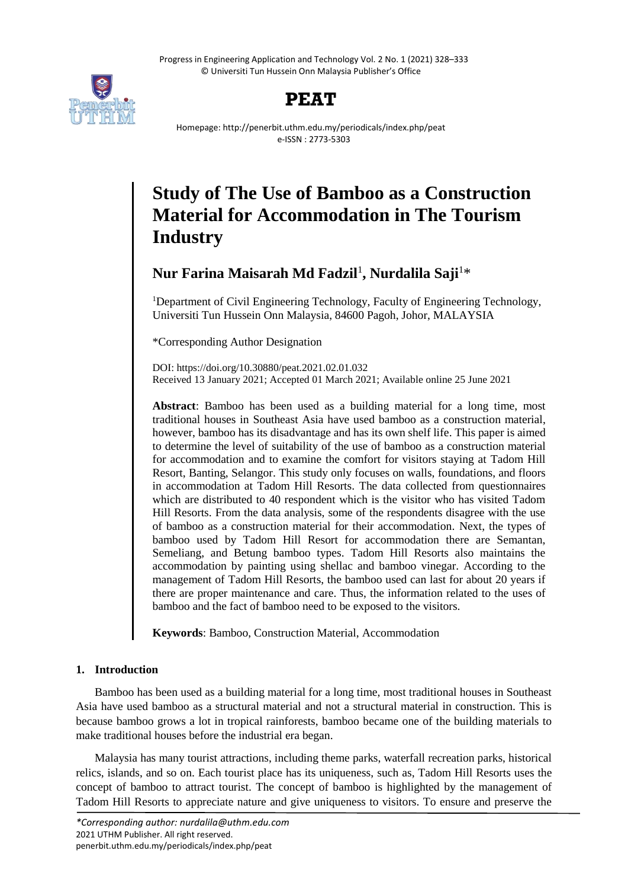# Study of The Use of Bamboo as a Construction Material for Accommodation in The Tourism Industry

**Nur Farina Maisarah Md Fadzil**[1]**, Nurdalila Saji**[1]*

[1]Department of Civil Engineering Technology, Faculty of Engineering Technology, Universiti Tun Hussein Onn Malaysia, 84600 Pagoh, Johor, MALAYSIA

*Corresponding Author Designation

DOI: https://doi.org/10.30880/peat.2021.02.01.032
Received 13 January 2021; Accepted 01 March 2021; Available online 25 June 2021

**Abstract**: Bamboo has been used as a building material for a long time, most traditional houses in Southeast Asia have used bamboo as a construction material, however, bamboo has its disadvantage and has its own shelf life. This paper is aimed to determine the level of suitability of the use of bamboo as a construction material for accommodation and to examine the comfort for visitors staying at Tadom Hill Resort, Banting, Selangor. This study only focuses on walls, foundations, and floors in accommodation at Tadom Hill Resorts. The data collected from questionnaires which are distributed to 40 respondent which is the visitor who has visited Tadom Hill Resorts. From the data analysis, some of the respondents disagree with the use of bamboo as a construction material for their accommodation. Next, the types of bamboo used by Tadom Hill Resort for accommodation there are Semantan, Semeliang, and Betung bamboo types. Tadom Hill Resorts also maintains the accommodation by painting using shellac and bamboo vinegar. According to the management of Tadom Hill Resorts, the bamboo used can last for about 20 years if there are proper maintenance and care. Thus, the information related to the uses of bamboo and the fact of bamboo need to be exposed to the visitors.

**Keywords**: Bamboo, Construction Material, Accommodation

## 1. Introduction

Bamboo has been used as a building material for a long time, most traditional houses in Southeast Asia have used bamboo as a structural material and not a structural material in construction. This is because bamboo grows a lot in tropical rainforests, bamboo became one of the building materials to make traditional houses before the industrial era began.

Malaysia has many tourist attractions, including theme parks, waterfall recreation parks, historical relics, islands, and so on. Each tourist place has its uniqueness, such as, Tadom Hill Resorts uses the concept of bamboo to attract tourist. The concept of bamboo is highlighted by the management of Tadom Hill Resorts to appreciate nature and give uniqueness to visitors. To ensure and preserve the

*\*Corresponding author: nurdalila@uthm.edu.com*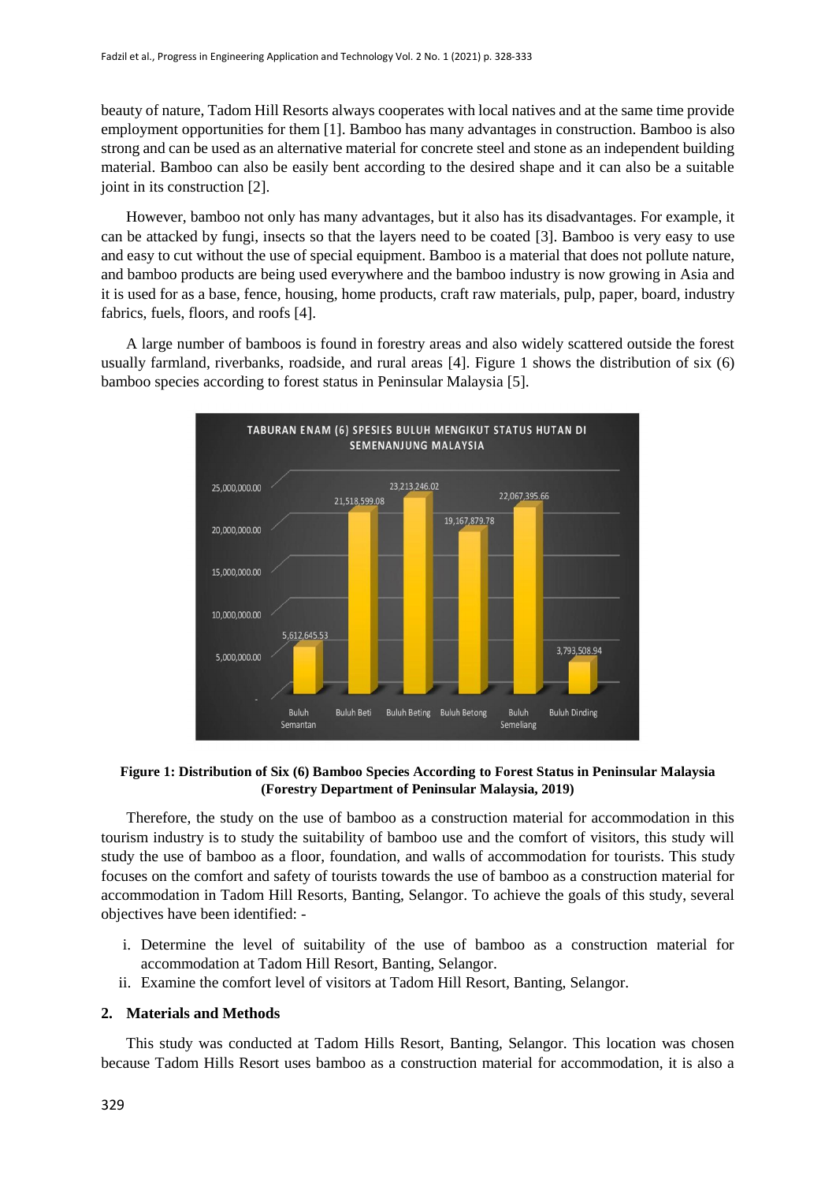beauty of nature, Tadom Hill Resorts always cooperates with local natives and at the same time provide employment opportunities for them [1]. Bamboo has many advantages in construction. Bamboo is also strong and can be used as an alternative material for concrete steel and stone as an independent building material. Bamboo can also be easily bent according to the desired shape and it can also be a suitable joint in its construction [2].

However, bamboo not only has many advantages, but it also has its disadvantages. For example, it can be attacked by fungi, insects so that the layers need to be coated [3]. Bamboo is very easy to use and easy to cut without the use of special equipment. Bamboo is a material that does not pollute nature, and bamboo products are being used everywhere and the bamboo industry is now growing in Asia and it is used for as a base, fence, housing, home products, craft raw materials, pulp, paper, board, industry fabrics, fuels, floors, and roofs [4].

A large number of bamboos is found in forestry areas and also widely scattered outside the forest usually farmland, riverbanks, roadside, and rural areas [4]. Figure 1 shows the distribution of six (6) bamboo species according to forest status in Peninsular Malaysia [5].

**Figure 1: Distribution of Six (6) Bamboo Species According to Forest Status in Peninsular Malaysia (Forestry Department of Peninsular Malaysia, 2019)**

Therefore, the study on the use of bamboo as a construction material for accommodation in this tourism industry is to study the suitability of bamboo use and the comfort of visitors, this study will study the use of bamboo as a floor, foundation, and walls of accommodation for tourists. This study focuses on the comfort and safety of tourists towards the use of bamboo as a construction material for accommodation in Tadom Hill Resorts, Banting, Selangor. To achieve the goals of this study, several objectives have been identified: -

i. Determine the level of suitability of the use of bamboo as a construction material for accommodation at Tadom Hill Resort, Banting, Selangor.
ii. Examine the comfort level of visitors at Tadom Hill Resort, Banting, Selangor.

## 2. Materials and Methods

This study was conducted at Tadom Hills Resort, Banting, Selangor. This location was chosen because Tadom Hills Resort uses bamboo as a construction material for accommodation, it is also a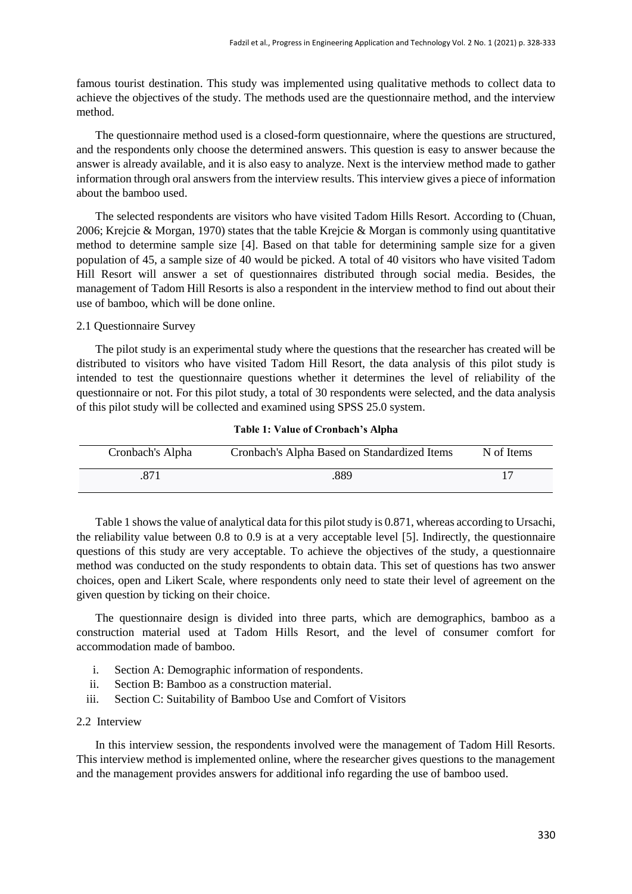famous tourist destination. This study was implemented using qualitative methods to collect data to achieve the objectives of the study. The methods used are the questionnaire method, and the interview method.

The questionnaire method used is a closed-form questionnaire, where the questions are structured, and the respondents only choose the determined answers. This question is easy to answer because the answer is already available, and it is also easy to analyze. Next is the interview method made to gather information through oral answers from the interview results. This interview gives a piece of information about the bamboo used.

The selected respondents are visitors who have visited Tadom Hills Resort. According to (Chuan, 2006; Krejcie & Morgan, 1970) states that the table Krejcie & Morgan is commonly using quantitative method to determine sample size [4]. Based on that table for determining sample size for a given population of 45, a sample size of 40 would be picked. A total of 40 visitors who have visited Tadom Hill Resort will answer a set of questionnaires distributed through social media. Besides, the management of Tadom Hill Resorts is also a respondent in the interview method to find out about their use of bamboo, which will be done online.

### 2.1 Questionnaire Survey

The pilot study is an experimental study where the questions that the researcher has created will be distributed to visitors who have visited Tadom Hill Resort, the data analysis of this pilot study is intended to test the questionnaire questions whether it determines the level of reliability of the questionnaire or not. For this pilot study, a total of 30 respondents were selected, and the data analysis of this pilot study will be collected and examined using SPSS 25.0 system.

**Table 1: Value of Cronbach's Alpha**

| Cronbach's Alpha | Cronbach's Alpha Based on Standardized Items | N of Items |
|---|---|---|
| .871 | .889 | 17 |

Table 1 shows the value of analytical data for this pilot study is 0.871, whereas according to Ursachi, the reliability value between 0.8 to 0.9 is at a very acceptable level [5]. Indirectly, the questionnaire questions of this study are very acceptable. To achieve the objectives of the study, a questionnaire method was conducted on the study respondents to obtain data. This set of questions has two answer choices, open and Likert Scale, where respondents only need to state their level of agreement on the given question by ticking on their choice.

The questionnaire design is divided into three parts, which are demographics, bamboo as a construction material used at Tadom Hills Resort, and the level of consumer comfort for accommodation made of bamboo.

i. Section A: Demographic information of respondents.
ii. Section B: Bamboo as a construction material.
iii. Section C: Suitability of Bamboo Use and Comfort of Visitors

### 2.2 Interview

In this interview session, the respondents involved were the management of Tadom Hill Resorts. This interview method is implemented online, where the researcher gives questions to the management and the management provides answers for additional info regarding the use of bamboo used.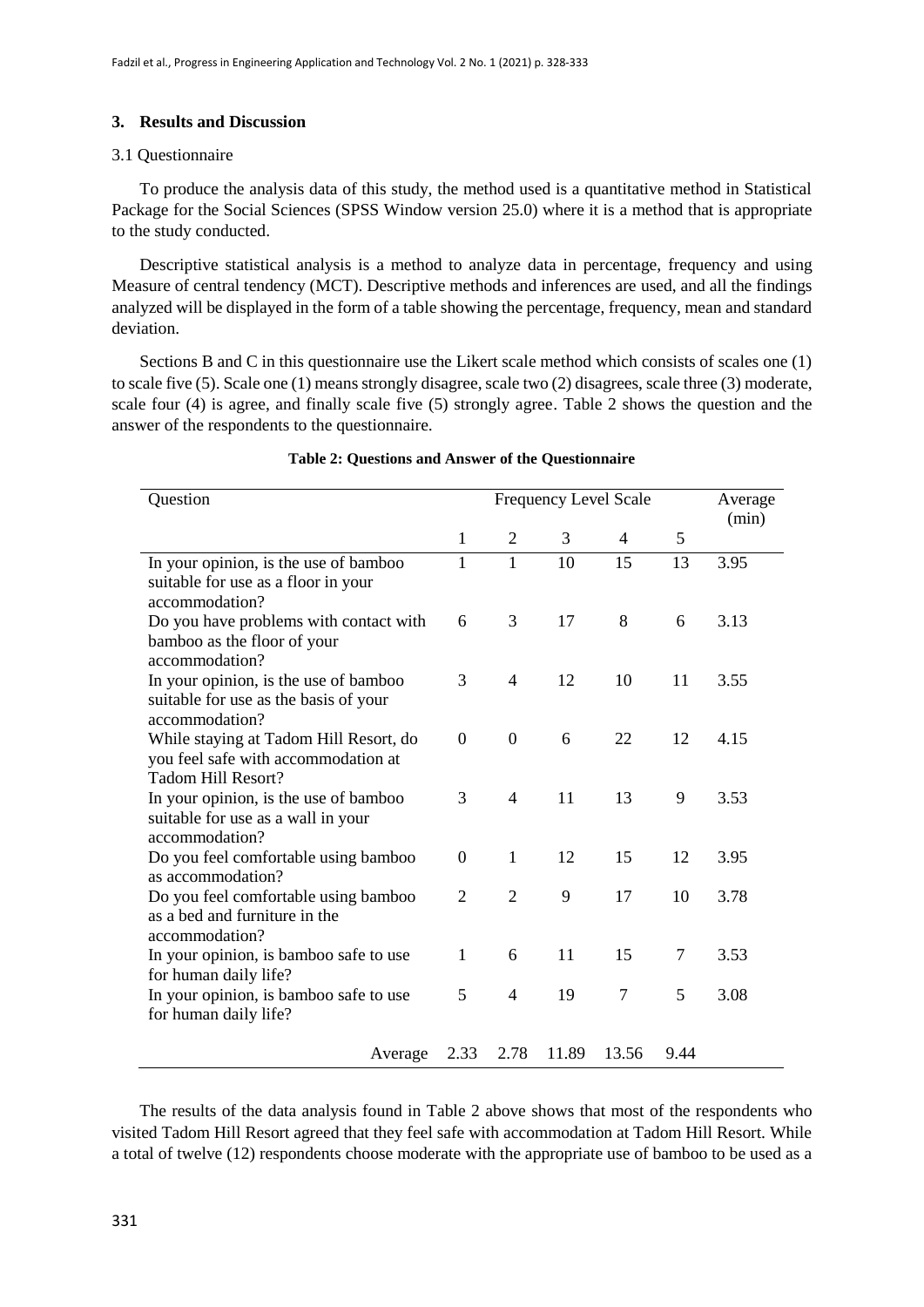## 3. Results and Discussion

### 3.1 Questionnaire

To produce the analysis data of this study, the method used is a quantitative method in Statistical Package for the Social Sciences (SPSS Window version 25.0) where it is a method that is appropriate to the study conducted.

Descriptive statistical analysis is a method to analyze data in percentage, frequency and using Measure of central tendency (MCT). Descriptive methods and inferences are used, and all the findings analyzed will be displayed in the form of a table showing the percentage, frequency, mean and standard deviation.

Sections B and C in this questionnaire use the Likert scale method which consists of scales one (1) to scale five (5). Scale one (1) means strongly disagree, scale two (2) disagrees, scale three (3) moderate, scale four (4) is agree, and finally scale five (5) strongly agree. Table 2 shows the question and the answer of the respondents to the questionnaire.

**Table 2: Questions and Answer of the Questionnaire**

| Question | Frequency Level Scale | | | | | Average (min) |
|---|---|---|---|---|---|---|
| | 1 | 2 | 3 | 4 | 5 | |
| In your opinion, is the use of bamboo suitable for use as a floor in your accommodation? | 1 | 1 | 10 | 15 | 13 | 3.95 |
| Do you have problems with contact with bamboo as the floor of your accommodation? | 6 | 3 | 17 | 8 | 6 | 3.13 |
| In your opinion, is the use of bamboo suitable for use as the basis of your accommodation? | 3 | 4 | 12 | 10 | 11 | 3.55 |
| While staying at Tadom Hill Resort, do you feel safe with accommodation at Tadom Hill Resort? | 0 | 0 | 6 | 22 | 12 | 4.15 |
| In your opinion, is the use of bamboo suitable for use as a wall in your accommodation? | 3 | 4 | 11 | 13 | 9 | 3.53 |
| Do you feel comfortable using bamboo as accommodation? | 0 | 1 | 12 | 15 | 12 | 3.95 |
| Do you feel comfortable using bamboo as a bed and furniture in the accommodation? | 2 | 2 | 9 | 17 | 10 | 3.78 |
| In your opinion, is bamboo safe to use for human daily life? | 1 | 6 | 11 | 15 | 7 | 3.53 |
| In your opinion, is bamboo safe to use for human daily life? | 5 | 4 | 19 | 7 | 5 | 3.08 |
| Average | 2.33 | 2.78 | 11.89 | 13.56 | 9.44 | |

The results of the data analysis found in Table 2 above shows that most of the respondents who visited Tadom Hill Resort agreed that they feel safe with accommodation at Tadom Hill Resort. While a total of twelve (12) respondents choose moderate with the appropriate use of bamboo to be used as a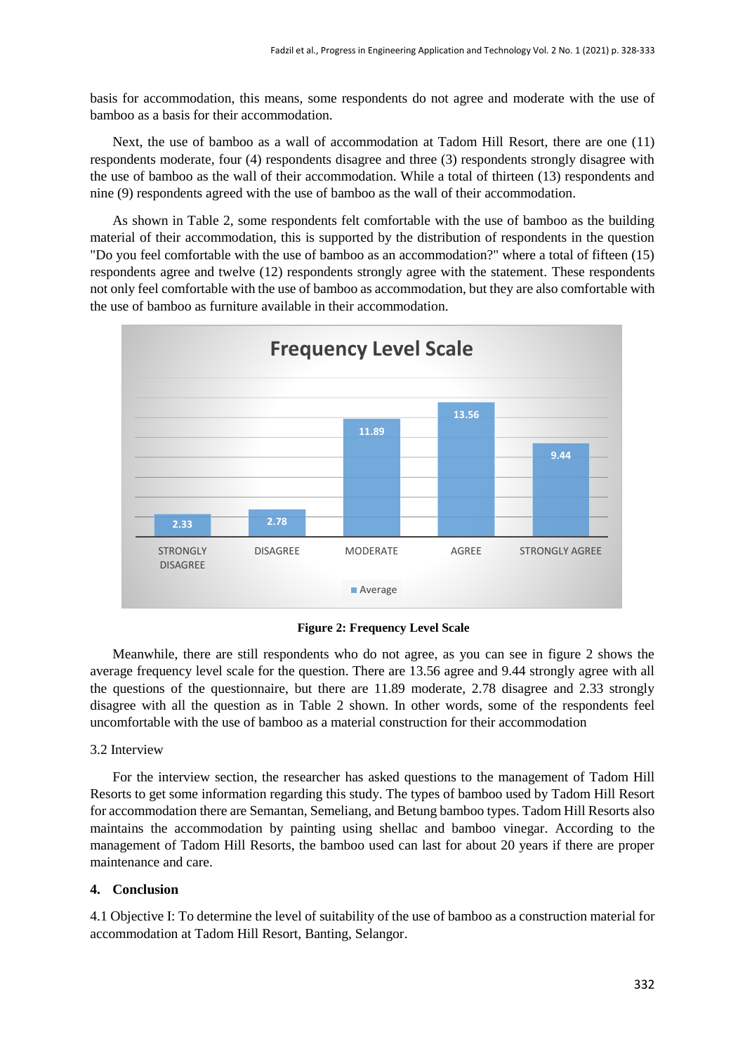basis for accommodation, this means, some respondents do not agree and moderate with the use of bamboo as a basis for their accommodation.

Next, the use of bamboo as a wall of accommodation at Tadom Hill Resort, there are one (11) respondents moderate, four (4) respondents disagree and three (3) respondents strongly disagree with the use of bamboo as the wall of their accommodation. While a total of thirteen (13) respondents and nine (9) respondents agreed with the use of bamboo as the wall of their accommodation.

As shown in Table 2, some respondents felt comfortable with the use of bamboo as the building material of their accommodation, this is supported by the distribution of respondents in the question "Do you feel comfortable with the use of bamboo as an accommodation?" where a total of fifteen (15) respondents agree and twelve (12) respondents strongly agree with the statement. These respondents not only feel comfortable with the use of bamboo as accommodation, but they are also comfortable with the use of bamboo as furniture available in their accommodation.

**Frequency Level Scale**

| | STRONGLY DISAGREE | DISAGREE | MODERATE | AGREE | STRONGLY AGREE |
|---|---|---|---|---|---|
| Average | 2.33 | 2.78 | 11.89 | 13.56 | 9.44 |

**Figure 2: Frequency Level Scale**

Meanwhile, there are still respondents who do not agree, as you can see in figure 2 shows the average frequency level scale for the question. There are 13.56 agree and 9.44 strongly agree with all the questions of the questionnaire, but there are 11.89 moderate, 2.78 disagree and 2.33 strongly disagree with all the question as in Table 2 shown. In other words, some of the respondents feel uncomfortable with the use of bamboo as a material construction for their accommodation

### 3.2 Interview

For the interview section, the researcher has asked questions to the management of Tadom Hill Resorts to get some information regarding this study. The types of bamboo used by Tadom Hill Resort for accommodation there are Semantan, Semeliang, and Betung bamboo types. Tadom Hill Resorts also maintains the accommodation by painting using shellac and bamboo vinegar. According to the management of Tadom Hill Resorts, the bamboo used can last for about 20 years if there are proper maintenance and care.

## 4. Conclusion

4.1 Objective I: To determine the level of suitability of the use of bamboo as a construction material for accommodation at Tadom Hill Resort, Banting, Selangor.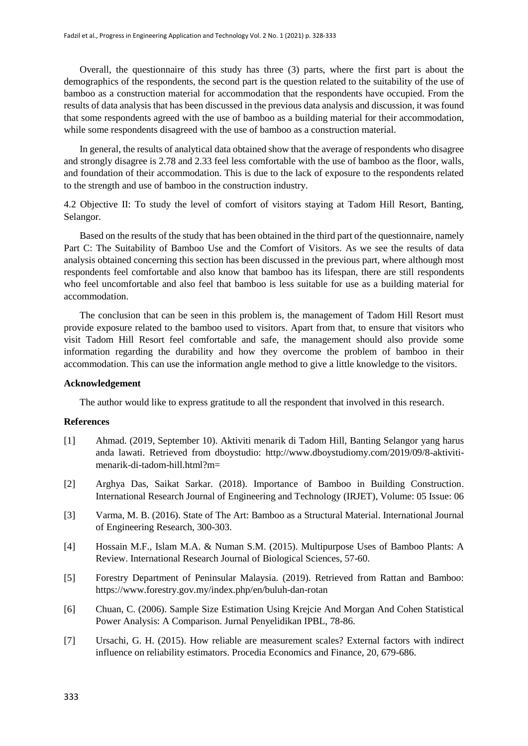Overall, the questionnaire of this study has three (3) parts, where the first part is about the demographics of the respondents, the second part is the question related to the suitability of the use of bamboo as a construction material for accommodation that the respondents have occupied. From the results of data analysis that has been discussed in the previous data analysis and discussion, it was found that some respondents agreed with the use of bamboo as a building material for their accommodation, while some respondents disagreed with the use of bamboo as a construction material.

In general, the results of analytical data obtained show that the average of respondents who disagree and strongly disagree is 2.78 and 2.33 feel less comfortable with the use of bamboo as the floor, walls, and foundation of their accommodation. This is due to the lack of exposure to the respondents related to the strength and use of bamboo in the construction industry.

4.2 Objective II: To study the level of comfort of visitors staying at Tadom Hill Resort, Banting, Selangor.

Based on the results of the study that has been obtained in the third part of the questionnaire, namely Part C: The Suitability of Bamboo Use and the Comfort of Visitors. As we see the results of data analysis obtained concerning this section has been discussed in the previous part, where although most respondents feel comfortable and also know that bamboo has its lifespan, there are still respondents who feel uncomfortable and also feel that bamboo is less suitable for use as a building material for accommodation.

The conclusion that can be seen in this problem is, the management of Tadom Hill Resort must provide exposure related to the bamboo used to visitors. Apart from that, to ensure that visitors who visit Tadom Hill Resort feel comfortable and safe, the management should also provide some information regarding the durability and how they overcome the problem of bamboo in their accommodation. This can use the information angle method to give a little knowledge to the visitors.

**Acknowledgement**

The author would like to express gratitude to all the respondent that involved in this research.

**References**

[1] Ahmad. (2019, September 10). Aktiviti menarik di Tadom Hill, Banting Selangor yang harus anda lawati. Retrieved from dboystudio: http://www.dboystudiomy.com/2019/09/8-aktiviti-menarik-di-tadom-hill.html?m=

[2] Arghya Das, Saikat Sarkar. (2018). Importance of Bamboo in Building Construction. International Research Journal of Engineering and Technology (IRJET), Volume: 05 Issue: 06

[3] Varma, M. B. (2016). State of The Art: Bamboo as a Structural Material. International Journal of Engineering Research, 300-303.

[4] Hossain M.F., Islam M.A. & Numan S.M. (2015). Multipurpose Uses of Bamboo Plants: A Review. International Research Journal of Biological Sciences, 57-60.

[5] Forestry Department of Peninsular Malaysia. (2019). Retrieved from Rattan and Bamboo: https://www.forestry.gov.my/index.php/en/buluh-dan-rotan

[6] Chuan, C. (2006). Sample Size Estimation Using Krejcie And Morgan And Cohen Statistical Power Analysis: A Comparison. Jurnal Penyelidikan IPBL, 78-86.

[7] Ursachi, G. H. (2015). How reliable are measurement scales? External factors with indirect influence on reliability estimators. Procedia Economics and Finance, 20, 679-686.